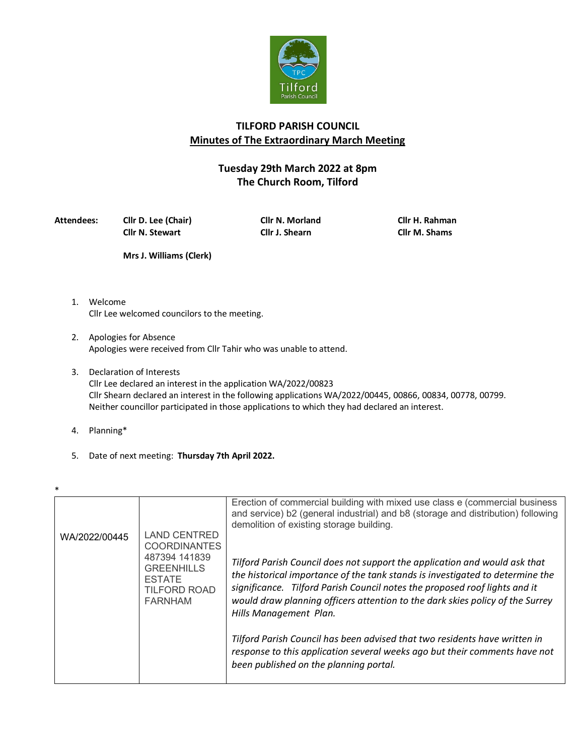# TILFORD PARISH COUNCIL

## Minutes of The Extraordinary March Meeting

### Tuesday 29th March 2022 at 8pm
### The Church Room, Tilford

**Attendees:** **Cllr D. Lee (Chair)**, **Cllr N. Morland**, **Cllr H. Rahman**, **Cllr N. Stewart**, **Cllr J. Shearn**, **Cllr M. Shams**

**Mrs J. Williams (Clerk)**

1. Welcome
   Cllr Lee welcomed councilors to the meeting.

2. Apologies for Absence
   Apologies were received from Cllr Tahir who was unable to attend.

3. Declaration of Interests
   Cllr Lee declared an interest in the application WA/2022/00823
   Cllr Shearn declared an interest in the following applications WA/2022/00445, 00866, 00834, 00778, 00799.
   Neither councillor participated in those applications to which they had declared an interest.

4. Planning*

5. Date of next meeting: **Thursday 7th April 2022.**

*

| | | |
|---|---|---|
| WA/2022/00445 | LAND CENTRED COORDINANTES 487394 141839 GREENHILLS ESTATE TILFORD ROAD FARNHAM | Erection of commercial building with mixed use class e (commercial business and service) b2 (general industrial) and b8 (storage and distribution) following demolition of existing storage building.<br><br>*Tilford Parish Council does not support the application and would ask that the historical importance of the tank stands is investigated to determine the significance. Tilford Parish Council notes the proposed roof lights and it would draw planning officers attention to the dark skies policy of the Surrey Hills Management Plan.*<br><br>*Tilford Parish Council has been advised that two residents have written in response to this application several weeks ago but their comments have not been published on the planning portal.* |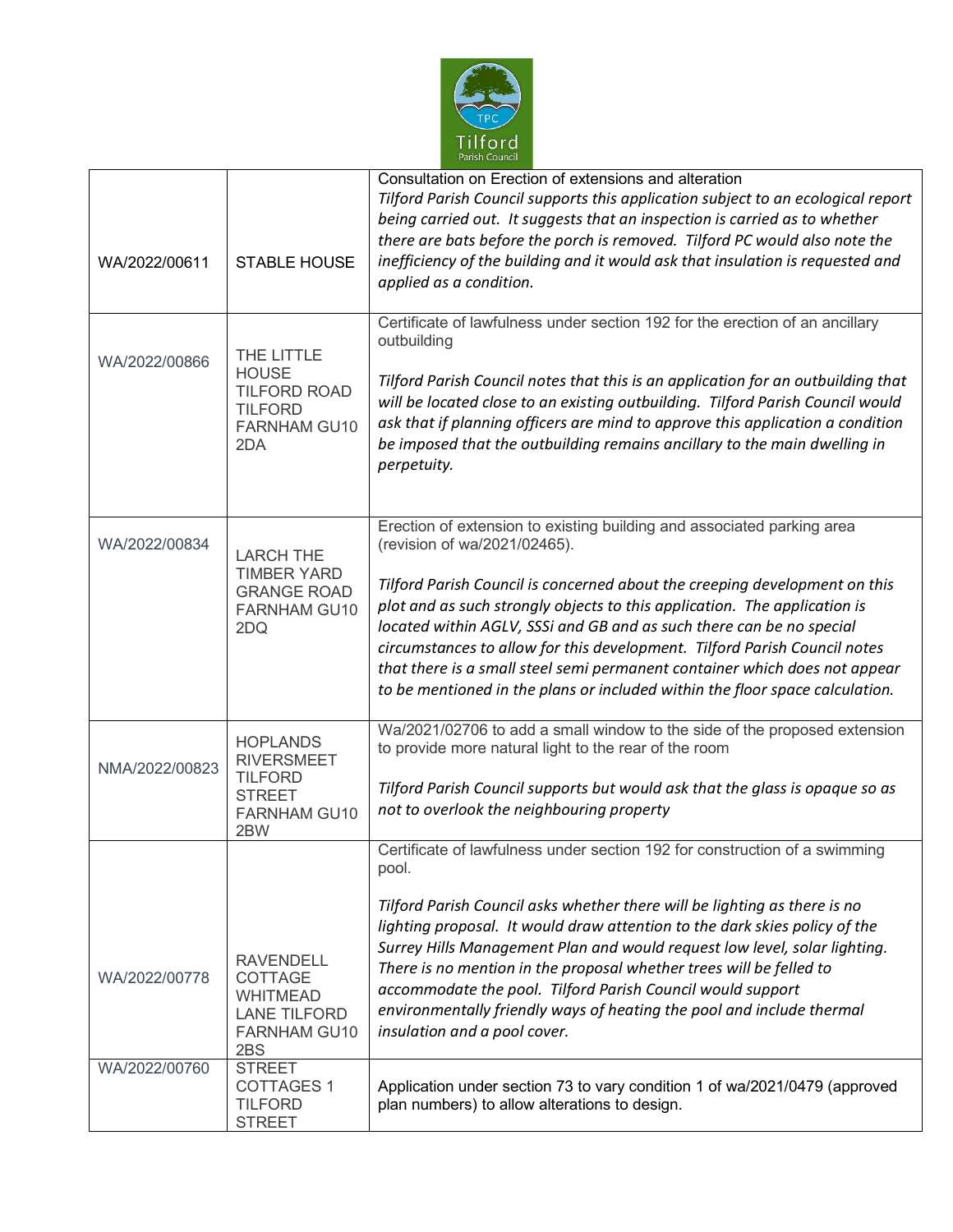| | | |
|---|---|---|
| WA/2022/00611 | STABLE HOUSE | Consultation on Erection of extensions and alteration<br>*Tilford Parish Council supports this application subject to an ecological report being carried out. It suggests that an inspection is carried as to whether there are bats before the porch is removed. Tilford PC would also note the inefficiency of the building and it would ask that insulation is requested and applied as a condition.* |
| WA/2022/00866 | THE LITTLE HOUSE TILFORD ROAD TILFORD FARNHAM GU10 2DA | Certificate of lawfulness under section 192 for the erection of an ancillary outbuilding<br><br>*Tilford Parish Council notes that this is an application for an outbuilding that will be located close to an existing outbuilding. Tilford Parish Council would ask that if planning officers are mind to approve this application a condition be imposed that the outbuilding remains ancillary to the main dwelling in perpetuity.* |
| WA/2022/00834 | LARCH THE TIMBER YARD GRANGE ROAD FARNHAM GU10 2DQ | Erection of extension to existing building and associated parking area (revision of wa/2021/02465).<br><br>*Tilford Parish Council is concerned about the creeping development on this plot and as such strongly objects to this application. The application is located within AGLV, SSSi and GB and as such there can be no special circumstances to allow for this development. Tilford Parish Council notes that there is a small steel semi permanent container which does not appear to be mentioned in the plans or included within the floor space calculation.* |
| NMA/2022/00823 | HOPLANDS RIVERSMEET TILFORD STREET FARNHAM GU10 2BW | Wa/2021/02706 to add a small window to the side of the proposed extension to provide more natural light to the rear of the room<br><br>*Tilford Parish Council supports but would ask that the glass is opaque so as not to overlook the neighbouring property* |
| WA/2022/00778 | RAVENDELL COTTAGE WHITMEAD LANE TILFORD FARNHAM GU10 2BS | Certificate of lawfulness under section 192 for construction of a swimming pool.<br><br>*Tilford Parish Council asks whether there will be lighting as there is no lighting proposal. It would draw attention to the dark skies policy of the Surrey Hills Management Plan and would request low level, solar lighting. There is no mention in the proposal whether trees will be felled to accommodate the pool. Tilford Parish Council would support environmentally friendly ways of heating the pool and include thermal insulation and a pool cover.* |
| WA/2022/00760 | STREET COTTAGES 1 TILFORD STREET | Application under section 73 to vary condition 1 of wa/2021/0479 (approved plan numbers) to allow alterations to design. |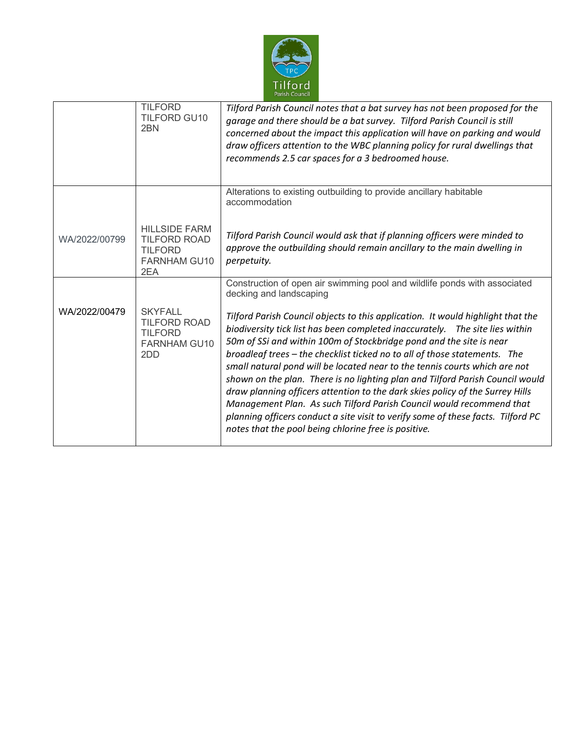| | | |
|---|---|---|
| | TILFORD TILFORD GU10 2BN | *Tilford Parish Council notes that a bat survey has not been proposed for the garage and there should be a bat survey. Tilford Parish Council is still concerned about the impact this application will have on parking and would draw officers attention to the WBC planning policy for rural dwellings that recommends 2.5 car spaces for a 3 bedroomed house.* |
| WA/2022/00799 | HILLSIDE FARM TILFORD ROAD TILFORD FARNHAM GU10 2EA | Alterations to existing outbuilding to provide ancillary habitable accommodation<br><br>*Tilford Parish Council would ask that if planning officers were minded to approve the outbuilding should remain ancillary to the main dwelling in perpetuity.* |
| WA/2022/00479 | SKYFALL TILFORD ROAD TILFORD FARNHAM GU10 2DD | Construction of open air swimming pool and wildlife ponds with associated decking and landscaping<br><br>*Tilford Parish Council objects to this application. It would highlight that the biodiversity tick list has been completed inaccurately. The site lies within 50m of SSi and within 100m of Stockbridge pond and the site is near broadleaf trees – the checklist ticked no to all of those statements. The small natural pond will be located near to the tennis courts which are not shown on the plan. There is no lighting plan and Tilford Parish Council would draw planning officers attention to the dark skies policy of the Surrey Hills Management Plan. As such Tilford Parish Council would recommend that planning officers conduct a site visit to verify some of these facts. Tilford PC notes that the pool being chlorine free is positive.* |